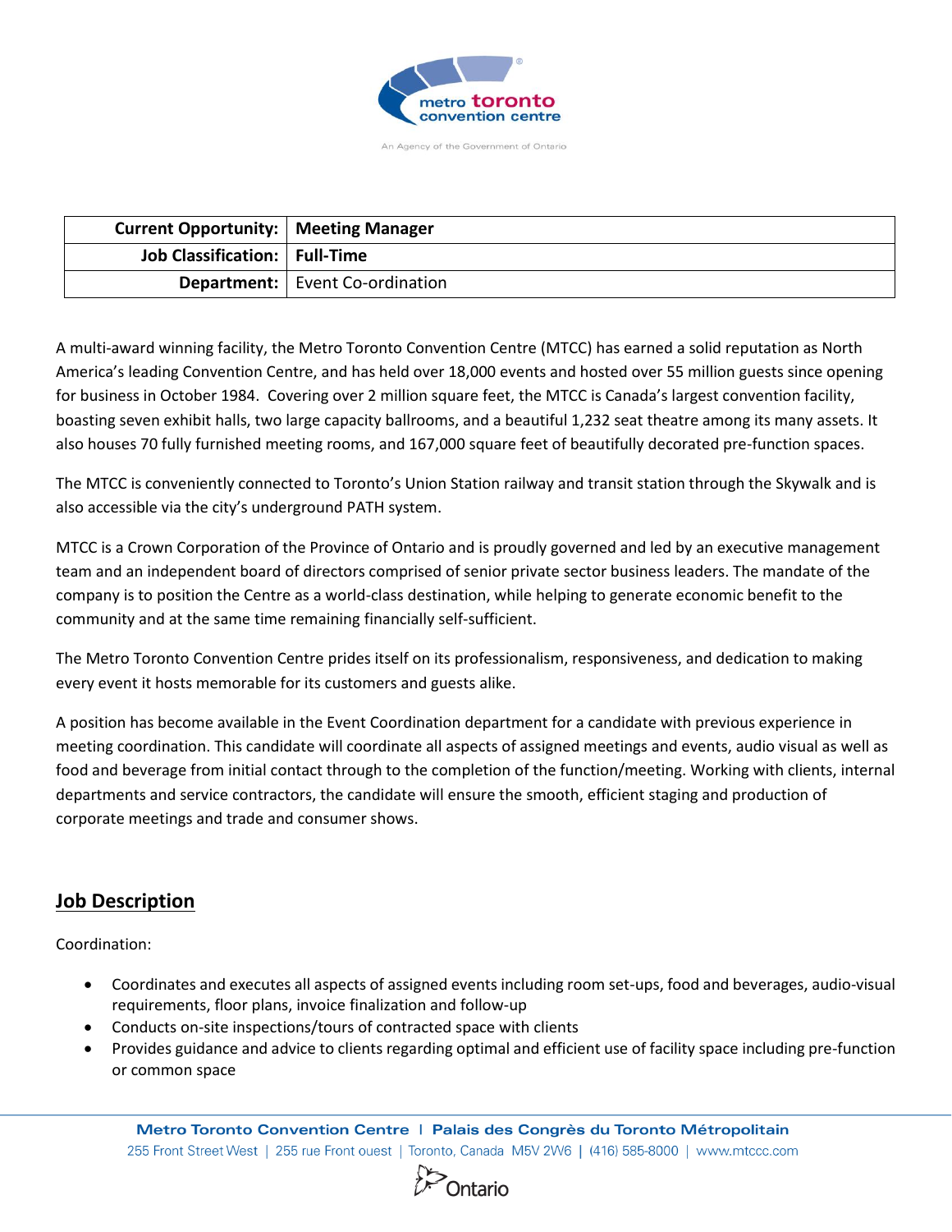metro toronto convention centre

An Agency of the Government of Ontario

| Current Opportunity: | Meeting Manager |
|---|---|
| Job Classification: | Full-Time |
| Department: | Event Co-ordination |

A multi-award winning facility, the Metro Toronto Convention Centre (MTCC) has earned a solid reputation as North America's leading Convention Centre, and has held over 18,000 events and hosted over 55 million guests since opening for business in October 1984. Covering over 2 million square feet, the MTCC is Canada's largest convention facility, boasting seven exhibit halls, two large capacity ballrooms, and a beautiful 1,232 seat theatre among its many assets. It also houses 70 fully furnished meeting rooms, and 167,000 square feet of beautifully decorated pre-function spaces.

The MTCC is conveniently connected to Toronto's Union Station railway and transit station through the Skywalk and is also accessible via the city's underground PATH system.

MTCC is a Crown Corporation of the Province of Ontario and is proudly governed and led by an executive management team and an independent board of directors comprised of senior private sector business leaders. The mandate of the company is to position the Centre as a world-class destination, while helping to generate economic benefit to the community and at the same time remaining financially self-sufficient.

The Metro Toronto Convention Centre prides itself on its professionalism, responsiveness, and dedication to making every event it hosts memorable for its customers and guests alike.

A position has become available in the Event Coordination department for a candidate with previous experience in meeting coordination. This candidate will coordinate all aspects of assigned meetings and events, audio visual as well as food and beverage from initial contact through to the completion of the function/meeting. Working with clients, internal departments and service contractors, the candidate will ensure the smooth, efficient staging and production of corporate meetings and trade and consumer shows.

## Job Description

Coordination:

- Coordinates and executes all aspects of assigned events including room set-ups, food and beverages, audio-visual requirements, floor plans, invoice finalization and follow-up
- Conducts on-site inspections/tours of contracted space with clients
- Provides guidance and advice to clients regarding optimal and efficient use of facility space including pre-function or common space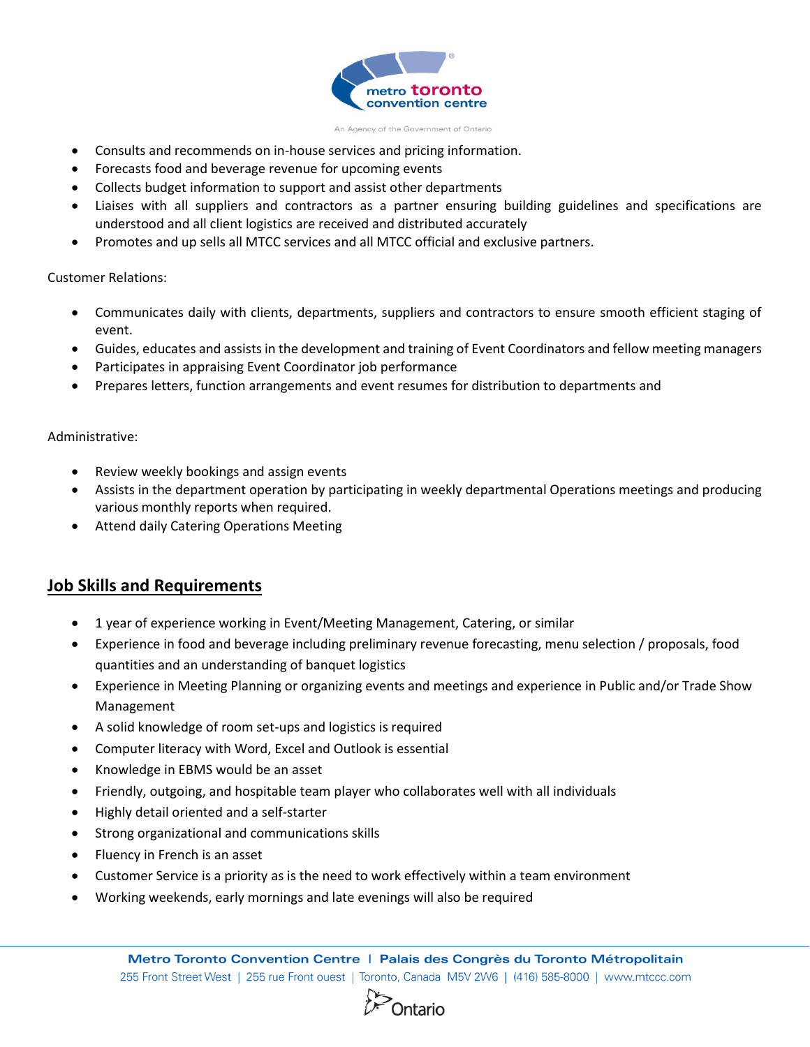- Consults and recommends on in-house services and pricing information.
- Forecasts food and beverage revenue for upcoming events
- Collects budget information to support and assist other departments
- Liaises with all suppliers and contractors as a partner ensuring building guidelines and specifications are understood and all client logistics are received and distributed accurately
- Promotes and up sells all MTCC services and all MTCC official and exclusive partners.

Customer Relations:

- Communicates daily with clients, departments, suppliers and contractors to ensure smooth efficient staging of event.
- Guides, educates and assists in the development and training of Event Coordinators and fellow meeting managers
- Participates in appraising Event Coordinator job performance
- Prepares letters, function arrangements and event resumes for distribution to departments and

Administrative:

- Review weekly bookings and assign events
- Assists in the department operation by participating in weekly departmental Operations meetings and producing various monthly reports when required.
- Attend daily Catering Operations Meeting

## Job Skills and Requirements

- 1 year of experience working in Event/Meeting Management, Catering, or similar
- Experience in food and beverage including preliminary revenue forecasting, menu selection / proposals, food quantities and an understanding of banquet logistics
- Experience in Meeting Planning or organizing events and meetings and experience in Public and/or Trade Show Management
- A solid knowledge of room set-ups and logistics is required
- Computer literacy with Word, Excel and Outlook is essential
- Knowledge in EBMS would be an asset
- Friendly, outgoing, and hospitable team player who collaborates well with all individuals
- Highly detail oriented and a self-starter
- Strong organizational and communications skills
- Fluency in French is an asset
- Customer Service is a priority as is the need to work effectively within a team environment
- Working weekends, early mornings and late evenings will also be required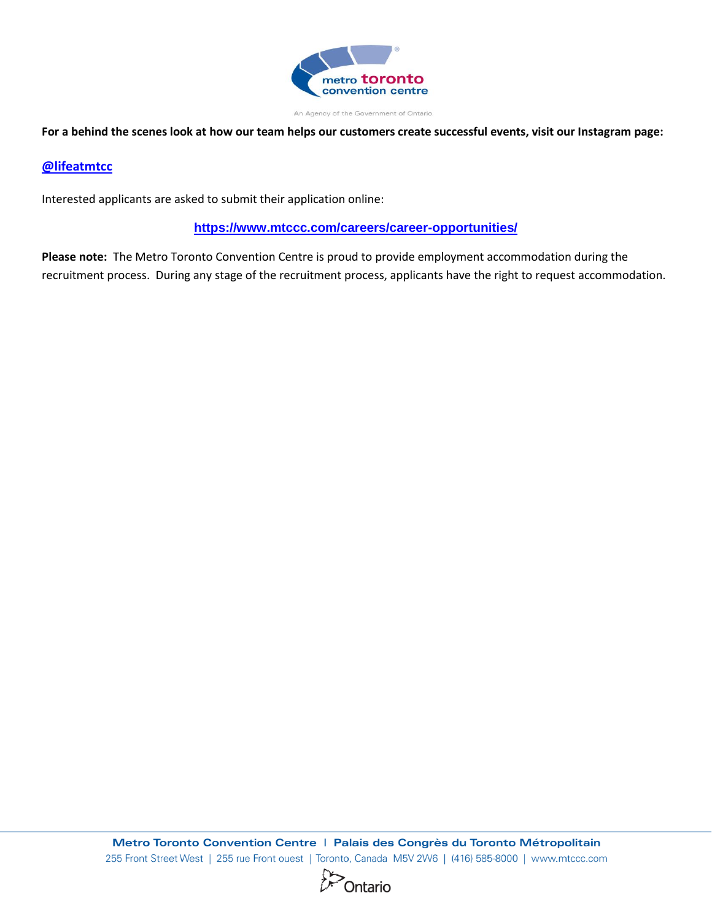**For a behind the scenes look at how our team helps our customers create successful events, visit our Instagram page:**

**@lifeatmtcc**

Interested applicants are asked to submit their application online:

**https://www.mtccc.com/careers/career-opportunities/**

**Please note:** The Metro Toronto Convention Centre is proud to provide employment accommodation during the recruitment process. During any stage of the recruitment process, applicants have the right to request accommodation.